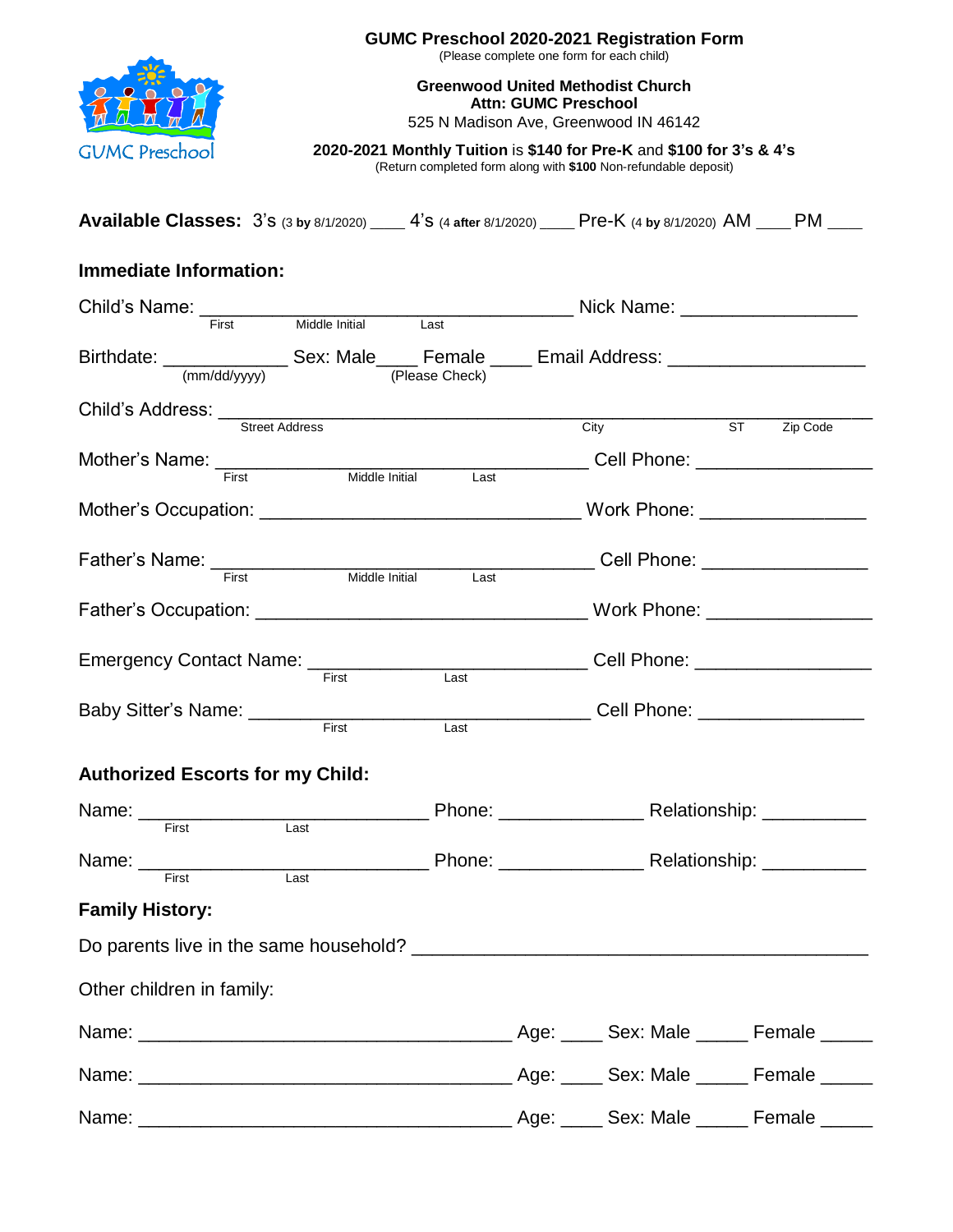# GUMC Preschool 2020-2021 Registration Form

(Please complete one form for each child)

**Greenwood United Methodist Church**
**Attn: GUMC Preschool**
525 N Madison Ave, Greenwood IN 46142

**2020-2021 Monthly Tuition** is **$140 for Pre-K** and **$100 for 3's & 4's**
(Return completed form along with **$100** Non-refundable deposit)

GUMC Preschool

**Available Classes:** 3's (3 **by** 8/1/2020) ____ 4's (4 **after** 8/1/2020) ____ Pre-K (4 **by** 8/1/2020) AM ____ PM ____

**Immediate Information:**

Child's Name: ______________________________________ Nick Name: _________________
First Middle Initial Last

Birthdate: ____________ Sex: Male____ Female ____ Email Address: ___________________
(mm/dd/yyyy) (Please Check)

Child's Address: ______________________________________________________________
Street Address City ST Zip Code

Mother's Name: ____________________________________ Cell Phone: _________________
First Middle Initial Last

Mother's Occupation: ______________________________ Work Phone: ________________

Father's Name: ____________________________________ Cell Phone: ________________
First Middle Initial Last

Father's Occupation: ______________________________ Work Phone: ________________

Emergency Contact Name: __________________________ Cell Phone: _________________
First Last

Baby Sitter's Name: _______________________________ Cell Phone: ________________
First Last

**Authorized Escorts for my Child:**

Name: ___________________________ Phone: ______________ Relationship: __________
First Last

Name: ___________________________ Phone: ______________ Relationship: __________
First Last

**Family History:**

Do parents live in the same household? _____________________________________________

Other children in family:

Name: ___________________________________ Age: ____ Sex: Male _____ Female _____

Name: ___________________________________ Age: ____ Sex: Male _____ Female _____

Name: ___________________________________ Age: ____ Sex: Male _____ Female _____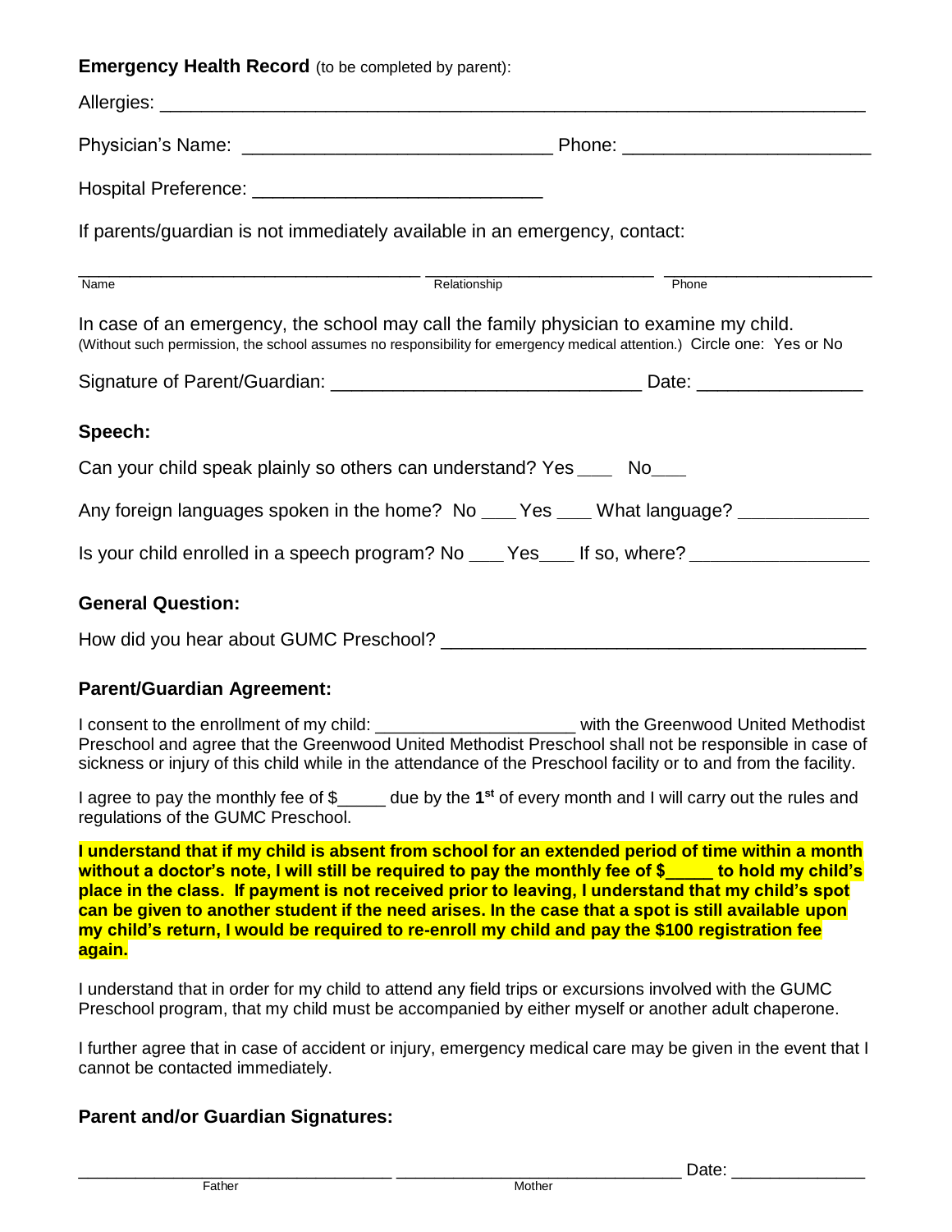**Emergency Health Record** (to be completed by parent):

Allergies: ___________________________________________________________________

Physician's Name: _____________________________ Phone: _______________________

Hospital Preference: ___________________________

If parents/guardian is not immediately available in an emergency, contact:

______________________________ ______________________ ____________________

Name Relationship Phone

In case of an emergency, the school may call the family physician to examine my child.
(Without such permission, the school assumes no responsibility for emergency medical attention.) Circle one: Yes or No

Signature of Parent/Guardian: _____________________________ Date: _______________

**Speech:**

Can your child speak plainly so others can understand? Yes ___ No___

Any foreign languages spoken in the home? No ___ Yes ___ What language? ____________

Is your child enrolled in a speech program? No ___ Yes___ If so, where? ________________

**General Question:**

How did you hear about GUMC Preschool? ________________________________________

**Parent/Guardian Agreement:**

I consent to the enrollment of my child: ____________________ with the Greenwood United Methodist Preschool and agree that the Greenwood United Methodist Preschool shall not be responsible in case of sickness or injury of this child while in the attendance of the Preschool facility or to and from the facility.

I agree to pay the monthly fee of $_____ due by the 1st of every month and I will carry out the rules and regulations of the GUMC Preschool.

**I understand that if my child is absent from school for an extended period of time within a month without a doctor's note, I will still be required to pay the monthly fee of $_____ to hold my child's place in the class. If payment is not received prior to leaving, I understand that my child's spot can be given to another student if the need arises. In the case that a spot is still available upon my child's return, I would be required to re-enroll my child and pay the $100 registration fee again.**

I understand that in order for my child to attend any field trips or excursions involved with the GUMC Preschool program, that my child must be accompanied by either myself or another adult chaperone.

I further agree that in case of accident or injury, emergency medical care may be given in the event that I cannot be contacted immediately.

**Parent and/or Guardian Signatures:**

______________________________ ____________________________ Date: _____________

Father Mother